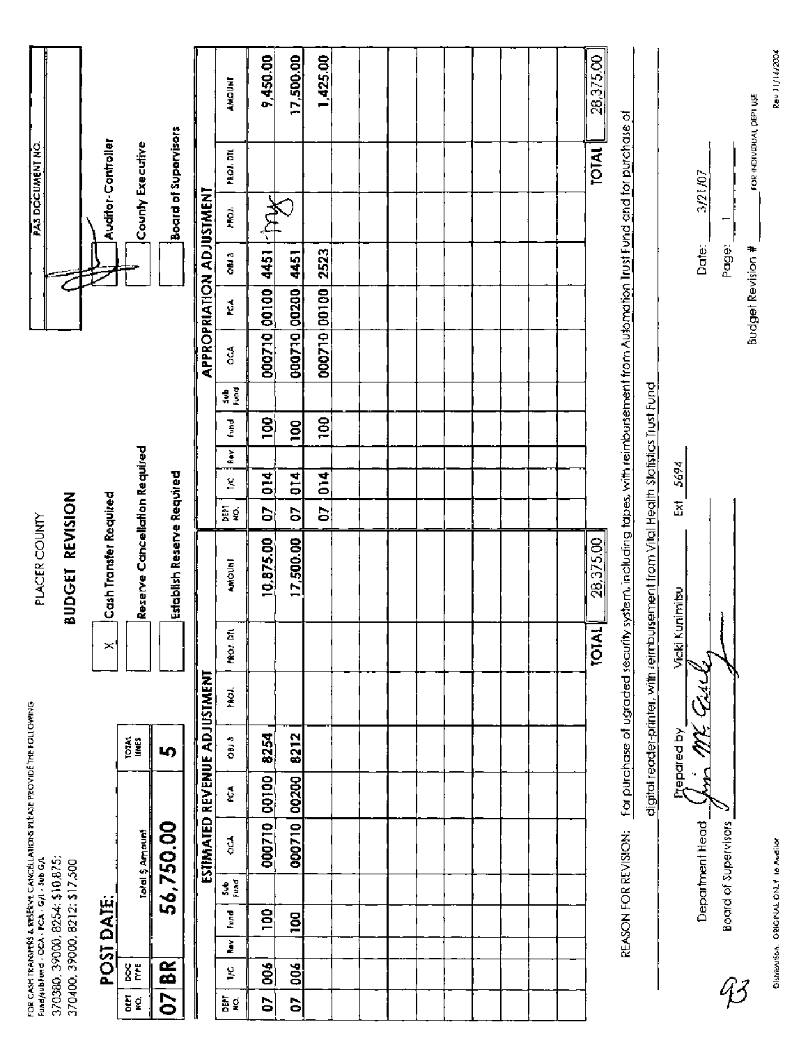FOR CASH TRANSFERS & RESERVE CANCELLATIONS PLEASE PROVIDE THE FOLLOWING
Fund/subfund - OCA - PCA - G/L - Sub G/L
370380, 39000, 8254: $10,875;
370400, 39000, 8212: $17,500

PLACER COUNTY

# BUDGET REVISION

| PAS DOCUMENT NO. |
|---|
| |

- [X] Cash Transfer Required
- [ ] Reserve Cancellation Required
- [ ] Establish Reserve Required

- [ ] Auditor-Controller
- [ ] County Executive
- [ ] Board of Supervisors

## POST DATE:

| DEPT NO. | DOC TYPE | Total $ Amount | TOTAL LINES |
|---|---|---|---|
| 07 | BR | 56,750.00 | 5 |

## ESTIMATED REVENUE ADJUSTMENT

| DEPT NO. | T/C | Rev | Fund | Sub Fund | OCA | PCA | OBJ 3 | PROJ. | PROJ. DTL | AMOUNT |
|---|---|---|---|---|---|---|---|---|---|---|
| 07 | 006 | | 100 | | 000710 | 00100 | 8254 | | | 10,875.00 |
| 07 | 006 | | 100 | | 000710 | 00200 | 8212 | | | 17,500.00 |
| | | | | | | | | | **TOTAL** | 28,375.00 |

## APPROPRIATION ADJUSTMENT

| DEPT NO. | T/C | Rev | Fund | Sub Fund | OCA | PCA | OBJ 3 | PROJ. | PROJ. DTL | AMOUNT |
|---|---|---|---|---|---|---|---|---|---|---|
| 07 | 014 | | 100 | | 000710 | 00100 | 4451 | | | 9,450.00 |
| 07 | 014 | | 100 | | 000710 | 00200 | 4451 | | | 17,500.00 |
| 07 | 014 | | 100 | | 000710 | 00100 | 2523 | | | 1,425.00 |
| | | | | | | | | | **TOTAL** | 28,375.00 |

REASON FOR REVISION: For purchase of upgraded security system, including tapes, with reimbursement from Automation Trust Fund and for purchase of digital reader-printer, with reimbursement from Vital Health Statistics Trust Fund

Prepared by Vicki Kunimitsu Ext 5694

Department Head ______________________

Board of Supervisors ______________________

Date: 3/21/07

Page: 1

Budget Revision # ______ FOR INDIVIDUAL DEPT USE

Distribution: ORIGINAL ONLY to Auditor

Rev 11/16/2004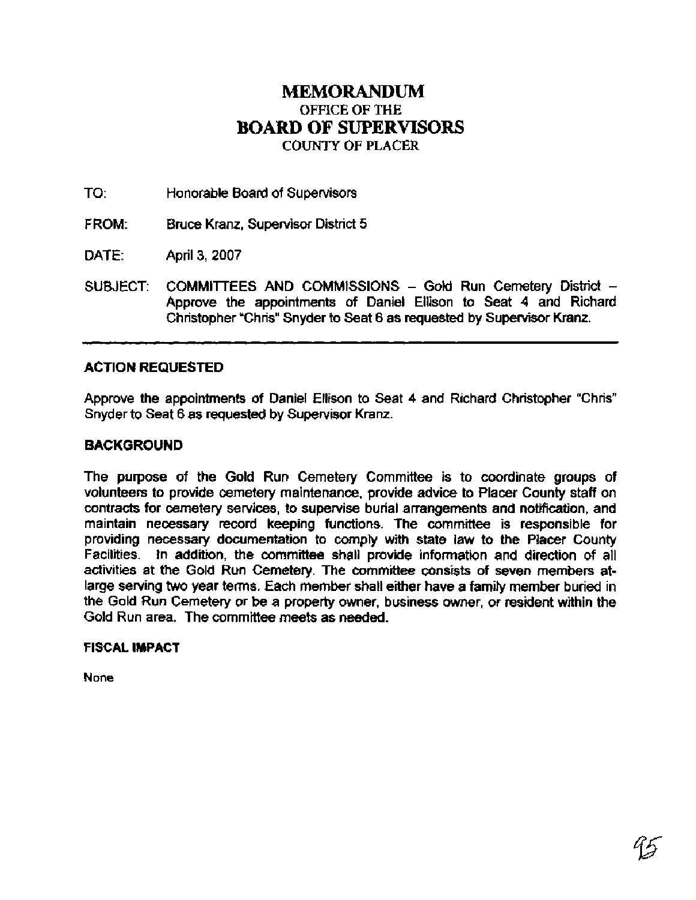# MEMORANDUM
OFFICE OF THE
## BOARD OF SUPERVISORS
COUNTY OF PLACER

TO: Honorable Board of Supervisors

FROM: Bruce Kranz, Supervisor District 5

DATE: April 3, 2007

SUBJECT: COMMITTEES AND COMMISSIONS – Gold Run Cemetery District – Approve the appointments of Daniel Ellison to Seat 4 and Richard Christopher "Chris" Snyder to Seat 6 as requested by Supervisor Kranz.

---

**ACTION REQUESTED**

Approve the appointments of Daniel Ellison to Seat 4 and Richard Christopher "Chris" Snyder to Seat 6 as requested by Supervisor Kranz.

**BACKGROUND**

The purpose of the Gold Run Cemetery Committee is to coordinate groups of volunteers to provide cemetery maintenance, provide advice to Placer County staff on contracts for cemetery services, to supervise burial arrangements and notification, and maintain necessary record keeping functions. The committee is responsible for providing necessary documentation to comply with state law to the Placer County Facilities. In addition, the committee shall provide information and direction of all activities at the Gold Run Cemetery. The committee consists of seven members at-large serving two year terms. Each member shall either have a family member buried in the Gold Run Cemetery or be a property owner, business owner, or resident within the Gold Run area. The committee meets as needed.

**FISCAL IMPACT**

None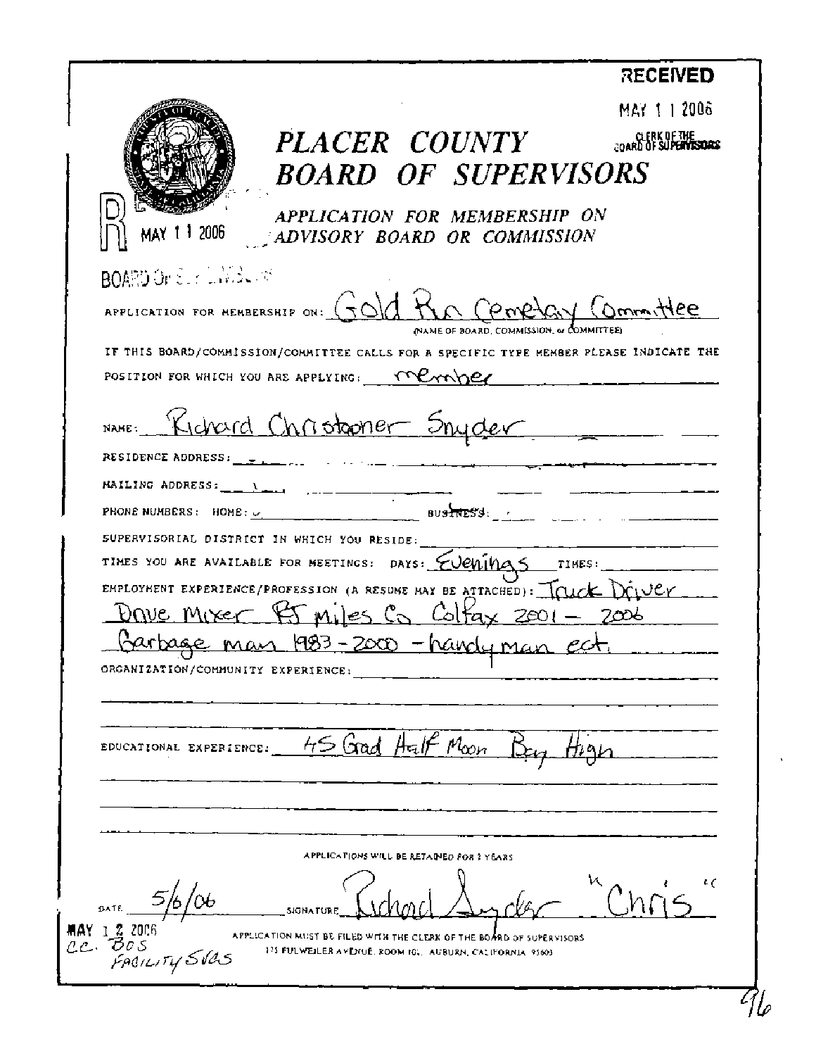RECEIVED

MAY 1 1 2006

CLERK OF THE BOARD OF SUPERVISORS

# PLACER COUNTY BOARD OF SUPERVISORS

R MAY 1 1 2006

BOARD OF SUPERVISORS

## APPLICATION FOR MEMBERSHIP ON ADVISORY BOARD OR COMMISSION

APPLICATION FOR MEMBERSHIP ON: Gold Run Cemetery Committee
(NAME OF BOARD, COMMISSION, or COMMITTEE)

IF THIS BOARD/COMMISSION/COMMITTEE CALLS FOR A SPECIFIC TYPE MEMBER PLEASE INDICATE THE POSITION FOR WHICH YOU ARE APPLYING: member

NAME: Richard Christopher Snyder

RESIDENCE ADDRESS:

MAILING ADDRESS:

PHONE NUMBERS: HOME: BUSINESS:

SUPERVISORIAL DISTRICT IN WHICH YOU RESIDE:

TIMES YOU ARE AVAILABLE FOR MEETINGS: DAYS: Evenings TIMES:

EMPLOYMENT EXPERIENCE/PROFESSION (A RESUME MAY BE ATTACHED): Truck Driver Drive Mixer RJ Miles Co Colfax 2001 - 2006 Garbage man 1983 - 2000 - handyman ect.

ORGANIZATION/COMMUNITY EXPERIENCE:

EDUCATIONAL EXPERIENCE: 45 Grad Half Moon Bay High

APPLICATIONS WILL BE RETAINED FOR 2 YEARS

DATE 5/6/06 SIGNATURE Richard Snyder "Chris"

MAY 1 2 2006
cc. BOS
Facility Svcs

APPLICATION MUST BE FILED WITH THE CLERK OF THE BOARD OF SUPERVISORS
175 FULWEILER AVENUE, ROOM 101, AUBURN, CALIFORNIA 95603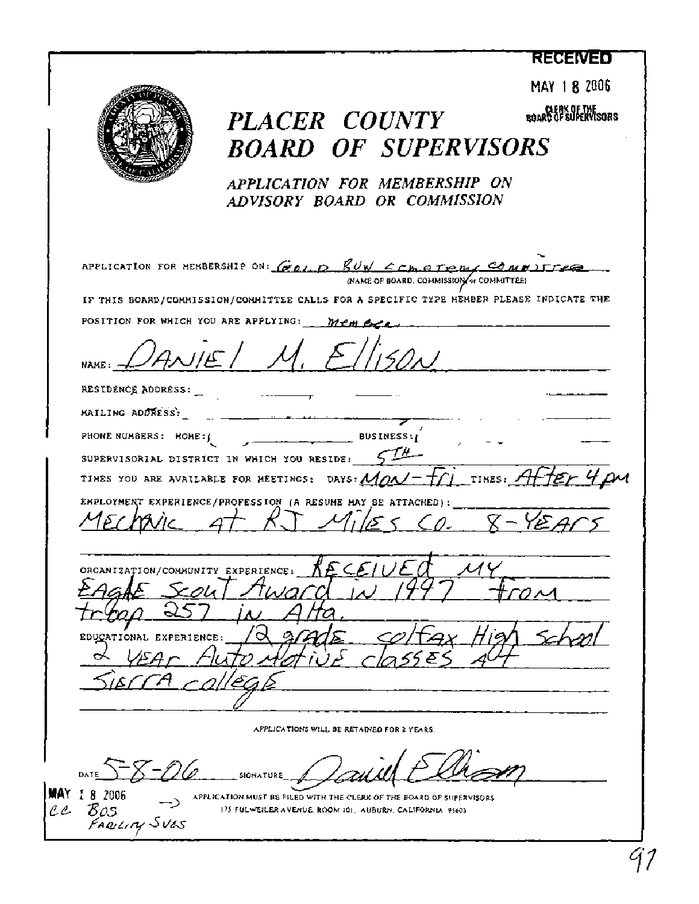RECEIVED

MAY 18 2006

CLERK OF THE BOARD OF SUPERVISORS

# PLACER COUNTY
# BOARD OF SUPERVISORS

*APPLICATION FOR MEMBERSHIP ON ADVISORY BOARD OR COMMISSION*

APPLICATION FOR MEMBERSHIP ON: Gold Run Cemetery Committee
(NAME OF BOARD, COMMISSION or COMMITTEE)

IF THIS BOARD/COMMISSION/COMMITTEE CALLS FOR A SPECIFIC TYPE MEMBER PLEASE INDICATE THE POSITION FOR WHICH YOU ARE APPLYING: Member

NAME: DANIEL M. Ellison

RESIDENCE ADDRESS:

MAILING ADDRESS:

PHONE NUMBERS: HOME: ( ) BUSINESS: ( )

SUPERVISORIAL DISTRICT IN WHICH YOU RESIDE: 5TH

TIMES YOU ARE AVAILABLE FOR MEETINGS: DAYS: MON-Fri TIMES: After 4pm

EMPLOYMENT EXPERIENCE/PROFESSION (A RESUME MAY BE ATTACHED):
MEChNIC At RJ Miles Co. 8-YEArS

ORGANIZATION/COMMUNITY EXPERIENCE: RECEIVED MY EAGLE Scout Award in 1997 from troop 257 in Alta.

EDUCATIONAL EXPERIENCE: 12 grade colfax High school 2 YEAR AutoMotivE classes At Sierra college

APPLICATIONS WILL BE RETAINED FOR 2 YEARS.

DATE 5-8-06 SIGNATURE [signature]

MAY 18 2006
cc BOS
Facility Svcs

APPLICATION MUST BE FILED WITH THE CLERK OF THE BOARD OF SUPERVISORS
175 FULWEILER AVENUE, ROOM 101, AUBURN, CALIFORNIA 95603